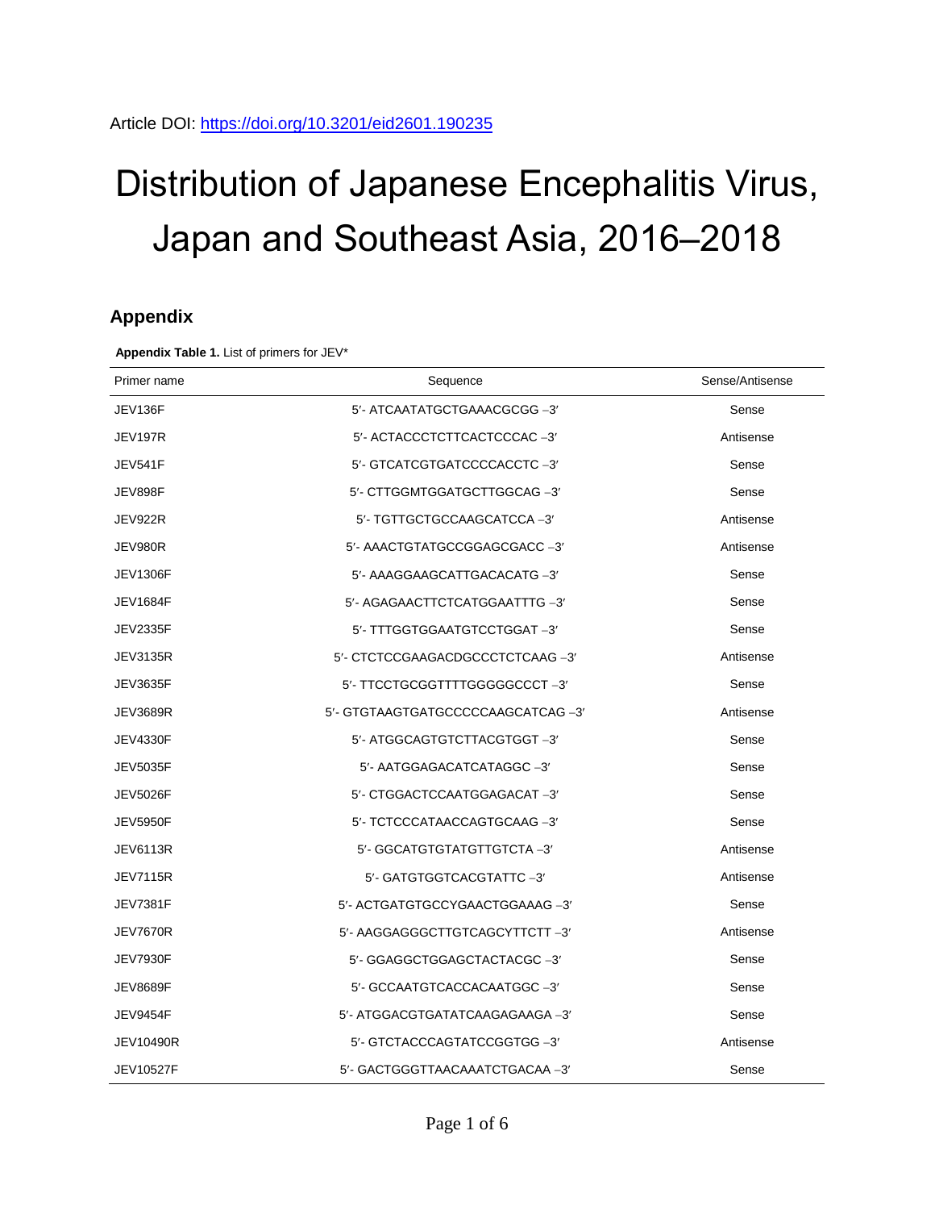Article DOI: https://doi.org/10.3201/eid2601.190235

# Distribution of Japanese Encephalitis Virus, Japan and Southeast Asia, 2016–2018

## Appendix

**Appendix Table 1.** List of primers for JEV*

| Primer name | Sequence | Sense/Antisense |
|---|---|---|
| JEV136F | 5′- ATCAATATGCTGAAACGCGG –3′ | Sense |
| JEV197R | 5′- ACTACCCTCTTCACTCCCAC –3′ | Antisense |
| JEV541F | 5′- GTCATCGTGATCCCCACCTC –3′ | Sense |
| JEV898F | 5′- CTTGGMTGGATGCTTGGCAG –3′ | Sense |
| JEV922R | 5′- TGTTGCTGCCAAGCATCCA –3′ | Antisense |
| JEV980R | 5′- AAACTGTATGCCGGAGCGACC –3′ | Antisense |
| JEV1306F | 5′- AAAGGAAGCATTGACACATG –3′ | Sense |
| JEV1684F | 5′- AGAGAACTTCTCATGGAATTTG –3′ | Sense |
| JEV2335F | 5′- TTTGGTGGAATGTCCTGGAT –3′ | Sense |
| JEV3135R | 5′- CTCTCCGAAGACDGCCCTCTCAAG –3′ | Antisense |
| JEV3635F | 5′- TTCCTGCGGTTTTGGGGGCCCT –3′ | Sense |
| JEV3689R | 5′- GTGTAAGTGATGCCCCCAAGCATCAG –3′ | Antisense |
| JEV4330F | 5′- ATGGCAGTGTCTTACGTGGT –3′ | Sense |
| JEV5035F | 5′- AATGGAGACATCATAGGC –3′ | Sense |
| JEV5026F | 5′- CTGGACTCCAATGGAGACAT –3′ | Sense |
| JEV5950F | 5′- TCTCCCATAACCAGTGCAAG –3′ | Sense |
| JEV6113R | 5′- GGCATGTGTATGTTGTCTA –3′ | Antisense |
| JEV7115R | 5′- GATGTGGTCACGTATTC –3′ | Antisense |
| JEV7381F | 5′- ACTGATGTGCCYGAACTGGAAAG –3′ | Sense |
| JEV7670R | 5′- AAGGAGGGCTTGTCAGCYTTCTT –3′ | Antisense |
| JEV7930F | 5′- GGAGGCTGGAGCTACTACGC –3′ | Sense |
| JEV8689F | 5′- GCCAATGTCACCACAATGGC –3′ | Sense |
| JEV9454F | 5′- ATGGACGTGATATCAAGAGAAGA –3′ | Sense |
| JEV10490R | 5′- GTCTACCCAGTATCCGGTGG –3′ | Antisense |
| JEV10527F | 5′- GACTGGGTTAACAAATCTGACAA –3′ | Sense |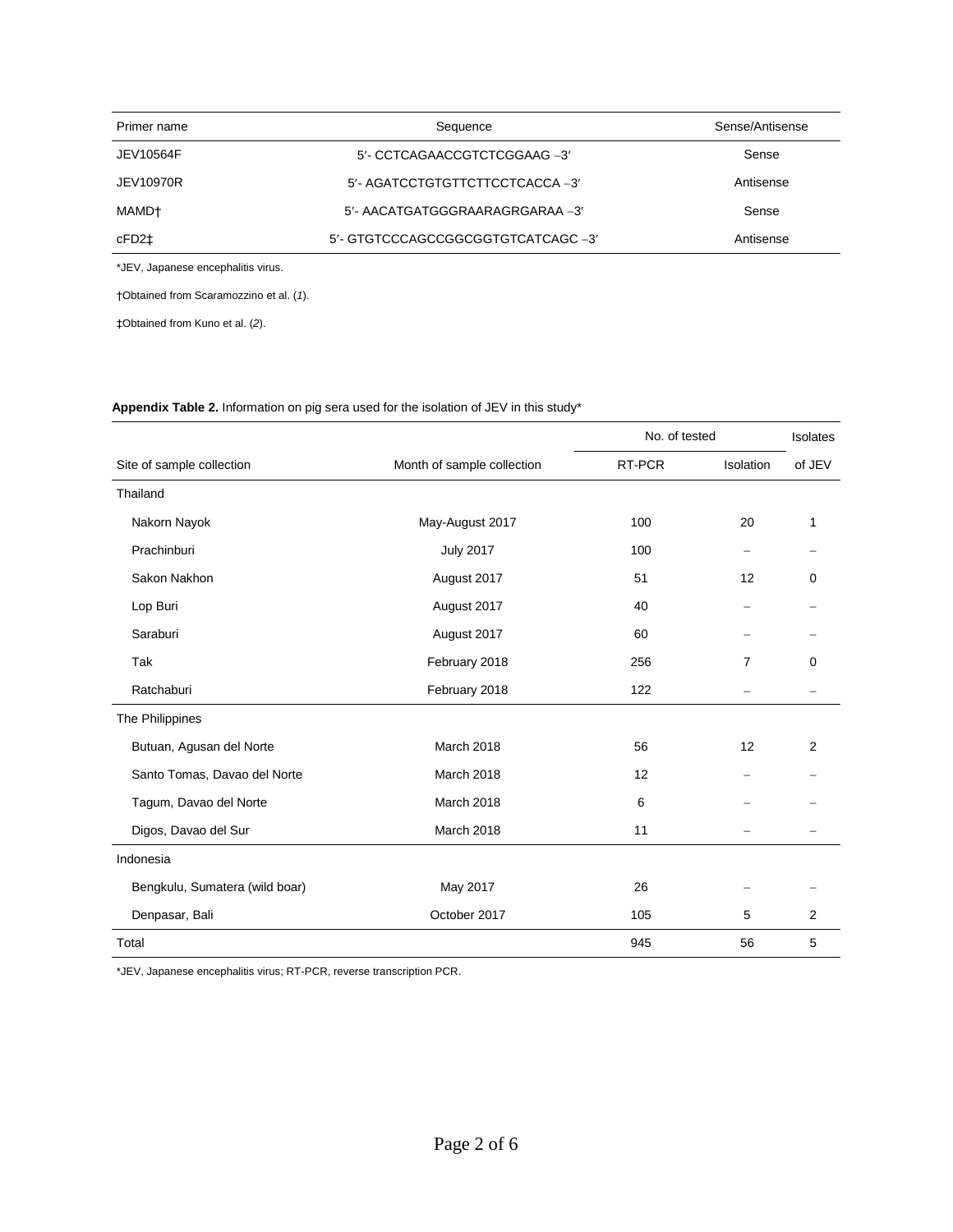| Primer name | Sequence | Sense/Antisense |
|---|---|---|
| JEV10564F | 5′- CCTCAGAACCGTCTCGGAAG –3′ | Sense |
| JEV10970R | 5′- AGATCCTGTGTTCTTCCTCACCA –3′ | Antisense |
| MAMD† | 5′- AACATGATGGGRAARAGRGARAA –3′ | Sense |
| cFD2‡ | 5′- GTGTCCCAGCCGGCGGTGTCATCAGC –3′ | Antisense |

*JEV, Japanese encephalitis virus.

†Obtained from Scaramozzino et al. (*1*).

‡Obtained from Kuno et al. (*2*).

**Appendix Table 2.** Information on pig sera used for the isolation of JEV in this study*

| Site of sample collection | Month of sample collection | No. of tested | | Isolates of JEV |
|---|---|---|---|---|
| | | RT-PCR | Isolation | |
| Thailand | | | | |
| Nakorn Nayok | May-August 2017 | 100 | 20 | 1 |
| Prachinburi | July 2017 | 100 | – | – |
| Sakon Nakhon | August 2017 | 51 | 12 | 0 |
| Lop Buri | August 2017 | 40 | – | – |
| Saraburi | August 2017 | 60 | – | – |
| Tak | February 2018 | 256 | 7 | 0 |
| Ratchaburi | February 2018 | 122 | – | – |
| The Philippines | | | | |
| Butuan, Agusan del Norte | March 2018 | 56 | 12 | 2 |
| Santo Tomas, Davao del Norte | March 2018 | 12 | – | – |
| Tagum, Davao del Norte | March 2018 | 6 | – | – |
| Digos, Davao del Sur | March 2018 | 11 | – | – |
| Indonesia | | | | |
| Bengkulu, Sumatera (wild boar) | May 2017 | 26 | – | – |
| Denpasar, Bali | October 2017 | 105 | 5 | 2 |
| Total | | 945 | 56 | 5 |

*JEV, Japanese encephalitis virus; RT-PCR, reverse transcription PCR.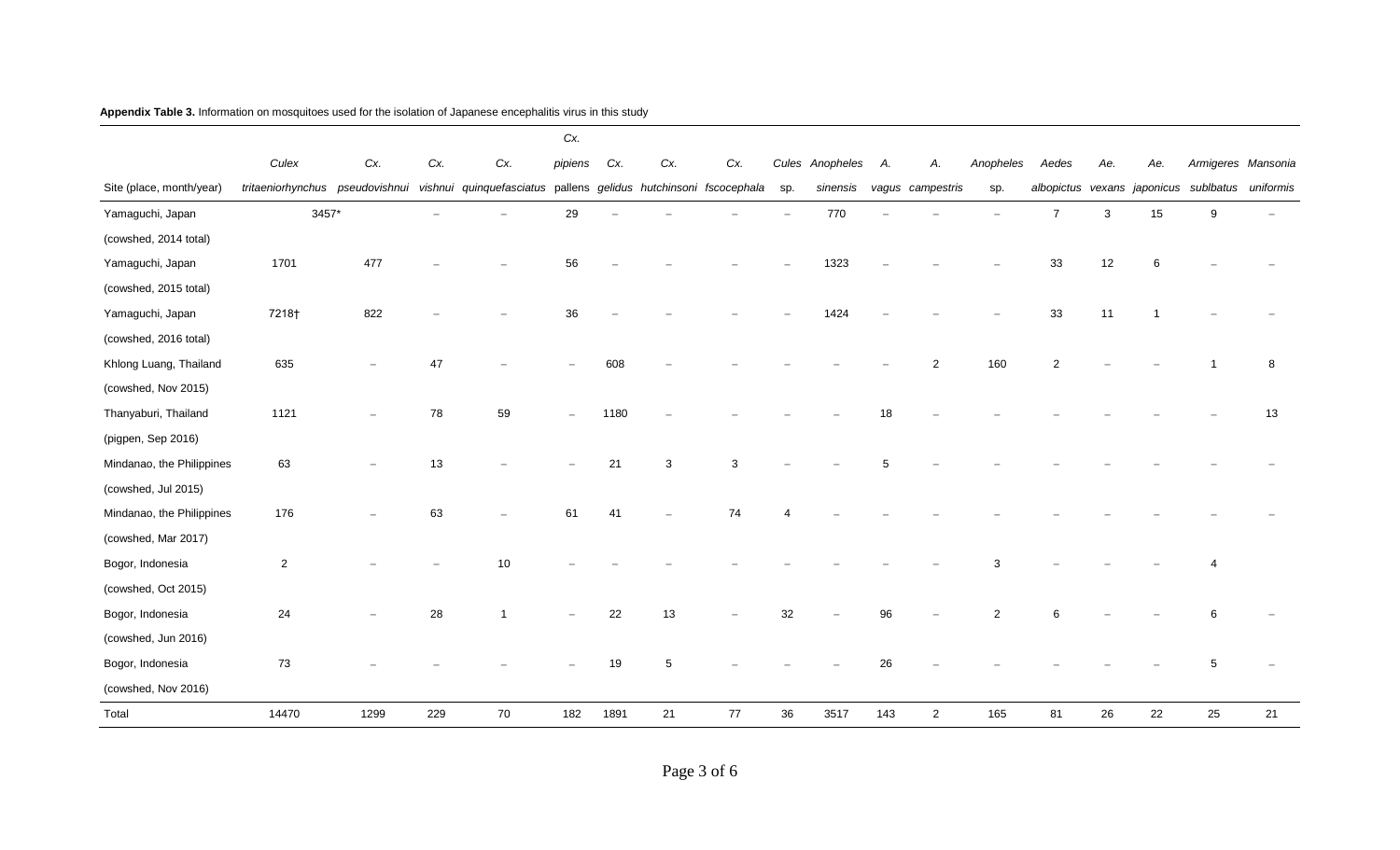**Appendix Table 3.** Information on mosquitoes used for the isolation of Japanese encephalitis virus in this study

| Site (place, month/year) | *Culex tritaeniorhynchus* | *Cx. pseudovishnui* | *Cx. vishnui* | *Cx. quinquefasciatus* | *Cx. pipiens pallens* | *Cx. gelidus* | *Cx. hutchinsoni* | *Cx. fscocephala* | *Cules* sp. | *Anopheles sinensis* | *A. vagus* | *A. campestris* | *Anopheles* sp. | *Aedes albopictus* | *Ae. vexans* | *Ae. japonicus* | *Armigeres sublbatus* | *Mansonia uniformis* |
|---|---|---|---|---|---|---|---|---|---|---|---|---|---|---|---|---|---|---|
| Yamaguchi, Japan (cowshed, 2014 total) | 3457* | | – | – | 29 | – | – | – | – | 770 | – | – | – | 7 | 3 | 15 | 9 | – |
| Yamaguchi, Japan (cowshed, 2015 total) | 1701 | 477 | – | – | 56 | – | – | – | – | 1323 | – | – | – | 33 | 12 | 6 | – | – |
| Yamaguchi, Japan (cowshed, 2016 total) | 7218† | 822 | – | – | 36 | – | – | – | – | 1424 | – | – | – | 33 | 11 | 1 | – | – |
| Khlong Luang, Thailand (cowshed, Nov 2015) | 635 | – | 47 | – | – | 608 | – | – | – | – | – | 2 | 160 | 2 | – | – | 1 | 8 |
| Thanyaburi, Thailand (pigpen, Sep 2016) | 1121 | – | 78 | 59 | – | 1180 | – | – | – | – | 18 | – | – | – | – | – | – | 13 |
| Mindanao, the Philippines (cowshed, Jul 2015) | 63 | – | 13 | – | – | 21 | 3 | 3 | – | – | 5 | – | – | – | – | – | – | – |
| Mindanao, the Philippines (cowshed, Mar 2017) | 176 | – | 63 | – | 61 | 41 | – | 74 | 4 | – | – | – | – | – | – | – | – | – |
| Bogor, Indonesia (cowshed, Oct 2015) | 2 | – | – | 10 | – | – | – | – | – | – | – | – | 3 | – | – | – | 4 | |
| Bogor, Indonesia (cowshed, Jun 2016) | 24 | – | 28 | 1 | – | 22 | 13 | – | 32 | – | 96 | – | 2 | 6 | – | – | 6 | – |
| Bogor, Indonesia (cowshed, Nov 2016) | 73 | – | – | – | – | 19 | 5 | – | – | – | 26 | – | – | – | – | – | 5 | – |
| Total | 14470 | 1299 | 229 | 70 | 182 | 1891 | 21 | 77 | 36 | 3517 | 143 | 2 | 165 | 81 | 26 | 22 | 25 | 21 |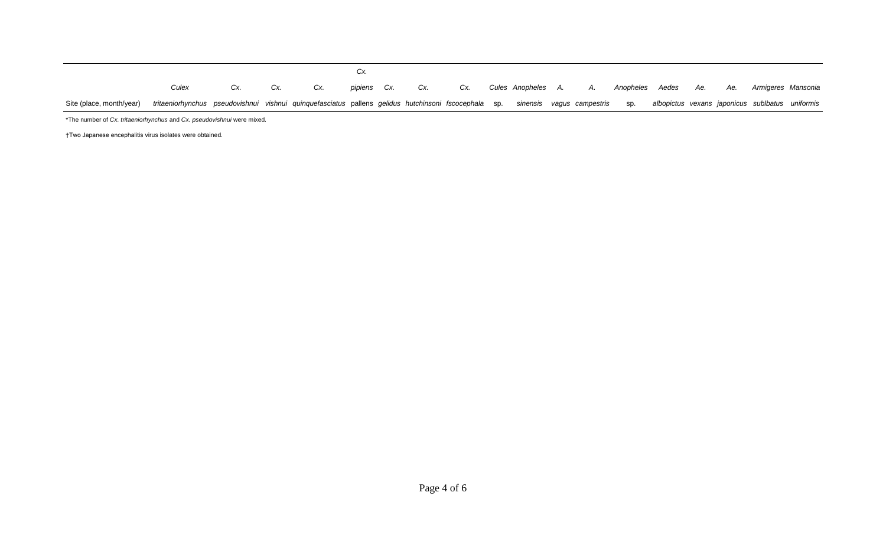| Site (place, month/year) | *Culex tritaeniorhynchus* | *Cx. pseudovishnui* | *Cx. vishnui* | *Cx. quinquefasciatus* | *Cx. pipiens* pallens | *Cx. gelidus* | *Cx. hutchinsoni* | *Cx. fscocephala* | *Cules* sp. | *Anopheles sinensis* | *A. vagus* | *A. campestris* | *Anopheles* sp. | *Aedes albopictus* | *Ae. vexans* | *Ae. japonicus* | *Armigeres sublbatus* | *Mansonia uniformis* |
|---|---|---|---|---|---|---|---|---|---|---|---|---|---|---|---|---|---|---|

*The number of *Cx. tritaeniorhynchus* and *Cx. pseudovishnui* were mixed.

†Two Japanese encephalitis virus isolates were obtained.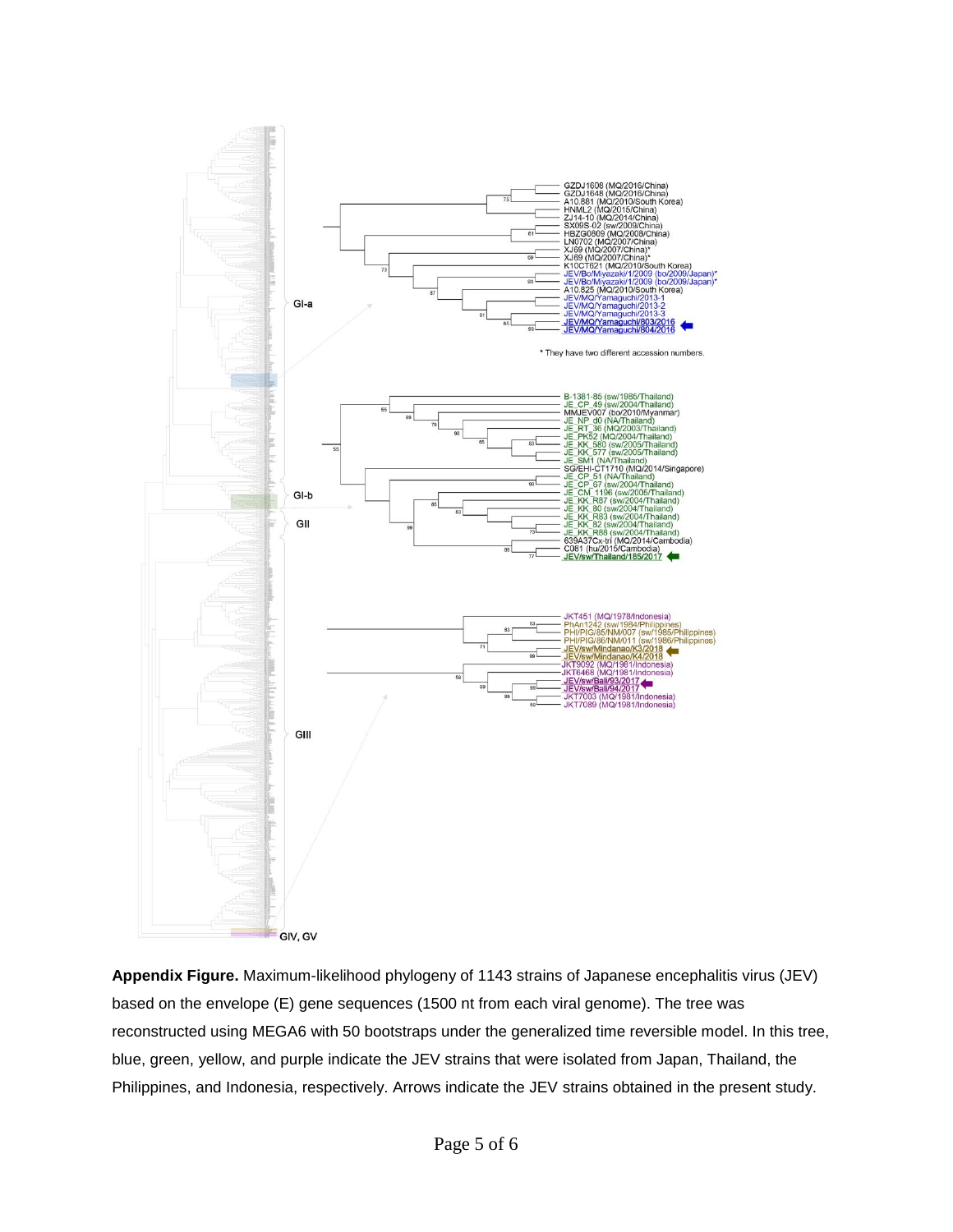**Appendix Figure.** Maximum-likelihood phylogeny of 1143 strains of Japanese encephalitis virus (JEV) based on the envelope (E) gene sequences (1500 nt from each viral genome). The tree was reconstructed using MEGA6 with 50 bootstraps under the generalized time reversible model. In this tree, blue, green, yellow, and purple indicate the JEV strains that were isolated from Japan, Thailand, the Philippines, and Indonesia, respectively. Arrows indicate the JEV strains obtained in the present study.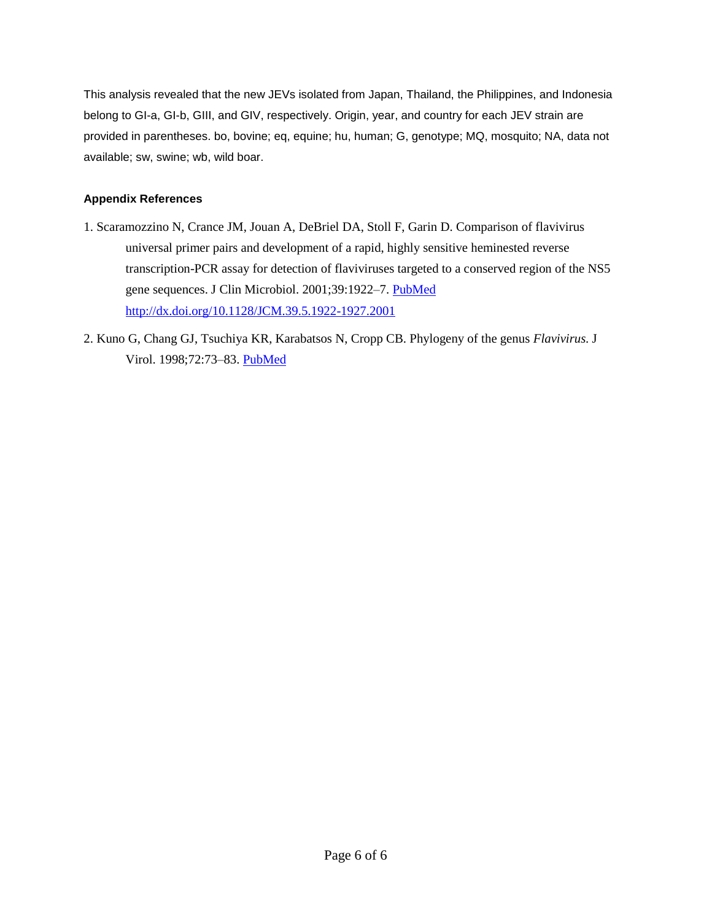This analysis revealed that the new JEVs isolated from Japan, Thailand, the Philippines, and Indonesia belong to GI-a, GI-b, GIII, and GIV, respectively. Origin, year, and country for each JEV strain are provided in parentheses. bo, bovine; eq, equine; hu, human; G, genotype; MQ, mosquito; NA, data not available; sw, swine; wb, wild boar.

#### Appendix References

1. Scaramozzino N, Crance JM, Jouan A, DeBriel DA, Stoll F, Garin D. Comparison of flavivirus universal primer pairs and development of a rapid, highly sensitive heminested reverse transcription-PCR assay for detection of flaviviruses targeted to a conserved region of the NS5 gene sequences. J Clin Microbiol. 2001;39:1922–7. PubMed http://dx.doi.org/10.1128/JCM.39.5.1922-1927.2001

2. Kuno G, Chang GJ, Tsuchiya KR, Karabatsos N, Cropp CB. Phylogeny of the genus *Flavivirus*. J Virol. 1998;72:73–83. PubMed